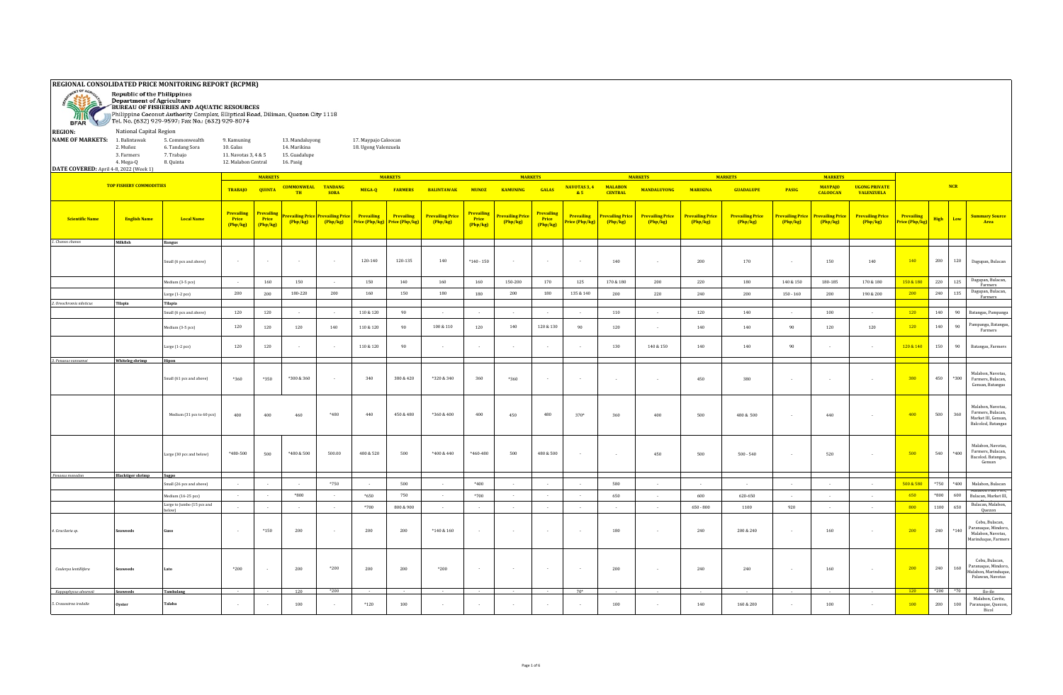# REGIONAL CONSOLIDATED PRICE MONITORING REPORT (RCPMR)

Republic of the Philippines
Department of Agriculture
BUREAU OF FISHERIES AND AQUATIC RESOURCES
Philippine Coconut Authority Complex, Elliptical Road, Diliman, Quezon City 1118
Tel. No. (632) 929-9597; Fax No.: (632) 929-8074

**REGION:** National Capital Region

**NAME OF MARKETS:**

| | | | | |
|---|---|---|---|---|
| 1. Balintawak | 5. Commonwealth | 9. Kamuning | 13. Mandaluyong | 17. Maypajo Caloocan |
| 2. Muñoz | 6. Tandang Sora | 10. Galas | 14. Marikina | 18. Ugong Valenzuela |
| 3. Farmers | 7. Trabajo | 11. Navotas 3, 4 & 5 | 15. Guadalupe | |
| 4. Mega-Q | 8. Quinta | 12. Malabon Central | 16. Pasig | |

**DATE COVERED:** April 4-8, 2022 (Week 1)

| TOP FISHERY COMMODITIES | | | TRABAJO | QUINTA | COMMONWEALTH | TANDANG SORA | MEGA-Q | FARMERS | BALINTAWAK | MUNOZ | KAMUNING | GALAS | NAVOTAS 3, 4 & 5 | MALABON CENTRAL | MANDALUYONG | MARIKINA | GUADALUPE | PASIG | MAYPAJO CALOOCAN | UGONG PRIVATE VALENZUELA | NCR | | | |
|---|---|---|---|---|---|---|---|---|---|---|---|---|---|---|---|---|---|---|---|---|---|---|---|---|
| **Scientific Name** | **English Name** | **Local Name** | Prevailing Price (Php/kg) | Prevailing Price (Php/kg) | Prevailing Price (Php/kg) | Prevailing Price (Php/kg) | Prevailing Price (Php/kg) | Prevailing Price (Php/kg) | Prevailing Price (Php/kg) | Prevailing Price (Php/kg) | Prevailing Price (Php/kg) | Prevailing Price (Php/kg) | Prevailing Price (Php/kg) | Prevailing Price (Php/kg) | Prevailing Price (Php/kg) | Prevailing Price (Php/kg) | Prevailing Price (Php/kg) | Prevailing Price (Php/kg) | Prevailing Price (Php/kg) | Prevailing Price (Php/kg) | Prevailing Price (Php/kg) | High | Low | Summary Source Area |
| 1. Chanos chanos | Milkfish | Bangus | | | | | | | | | | | | | | | | | | | | | | |
| | | Small (6 pcs and above) | - | - | - | - | 120-140 | 120-135 | 140 | *140 - 150 | - | - | - | 140 | - | 200 | 170 | - | 150 | 140 | 140 | 200 | 120 | Dagupan, Bulacan |
| | | Medium (3-5 pcs) | - | 160 | 150 | - | 150 | 140 | 160 | 160 | 150-200 | 170 | 125 | 170 & 180 | 200 | 220 | 180 | 140 & 150 | 180-185 | 170 & 180 | 150 & 180 | 220 | 125 | Dagupan, Bulacan, Farmers |
| | | Large (1-2 pcs) | 200 | 200 | 180-220 | 200 | 160 | 150 | 180 | 180 | 200 | 180 | 135 & 140 | 200 | 220 | 240 | 200 | 150 - 160 | 200 | 190 & 200 | 200 | 240 | 135 | Dagupan, Bulacan, Farmers |
| 2. Oreochromis niloticus | Tilapia | Tilapia | | | | | | | | | | | | | | | | | | | | | | |
| | | Small (6 pcs and above) | 120 | 120 | - | - | 110 & 120 | 90 | - | - | - | - | - | 110 | - | 120 | 140 | - | 100 | - | 120 | 140 | 90 | Batangas, Pampanga |
| | | Medium (3-5 pcs) | 120 | 120 | 120 | 140 | 110 & 120 | 90 | 100 & 110 | 120 | 140 | 120 & 130 | 90 | 120 | - | 140 | 140 | 90 | 120 | 120 | 120 | 140 | 90 | Pampanga, Batangas, Farmers |
| | | Large (1-2 pcs) | 120 | 120 | - | - | 110 & 120 | 90 | - | - | - | - | - | 130 | 140 & 150 | 140 | 140 | 90 | - | - | 120 & 140 | 150 | 90 | Batangas, Farmers |
| 3. Penaeus vannamei | Whiteleg shrimp | Hipon | | | | | | | | | | | | | | | | | | | | | | |
| | | Small (61 pcs and above) | *360 | *350 | *300 & 360 | - | 340 | 380 & 420 | *320 & 340 | 360 | *360 | - | - | - | - | 450 | 380 | - | - | - | 380 | 450 | *300 | Malabon, Navotas, Farmers, Bulacan, Gensan, Batangas |
| | | Medium (31 pcs to 60 pcs) | 400 | 400 | 460 | *480 | 440 | 450 & 480 | *360 & 400 | 400 | 450 | 480 | 370* | 360 | 400 | 500 | 480 & 500 | - | 440 | - | 400 | 500 | 360 | Malabon, Navotas, Farmers, Bulacan, Market III, Gensan, Balcolod, Batangas |
| | | Large (30 pcs and below) | *480-500 | 500 | *480 & 500 | 500.00 | 480 & 520 | 500 | *400 & 440 | *460-480 | 500 | 480 & 500 | - | - | 450 | 500 | 500 - 540 | - | 520 | - | 500 | 540 | *400 | Malabon, Navotas, Farmers, Bulacan, Bacolod, Batangas, Gensan |
| Penaeus monodon | Blacktiger shrimp | Sugpo | | | | | | | | | | | | | | | | | | | | | | |
| | | Small (26 pcs and above) | - | - | - | *750 | - | 500 | - | *400 | - | - | - | 580 | - | - | - | - | - | - | 500 & 580 | *750 | *400 | Malabon, Bulacan |
| | | Medium (16-25 pcs) | - | - | *800 | - | *650 | 750 | - | *700 | - | - | - | 650 | - | 600 | 620-650 | - | - | - | 650 | *800 | 600 | Malabon, Farmers, Bulacan, Market III, |
| | | Large to Jumbo (15 pcs and below) | - | - | - | - | *700 | 800 & 900 | - | - | - | - | - | - | - | 650 - 800 | 1100 | 920 | - | - | 800 | 1100 | 650 | Bulacan, Malabon, Quezon |
| 4. Gracilaria sp. | Seaweeds | Guso | - | *150 | 200 | - | 200 | 200 | *140 & 160 | - | - | - | - | 180 | - | 240 | 200 & 240 | - | 160 | - | 200 | 240 | *140 | Cebu, Bulacan, Paranaque, Mindoro, Malabon, Navotas, Marinduque, Farmers |
| Caulerpa lentillifera | Seaweeds | Lato | *200 | - | 200 | *200 | 200 | 200 | *200 | - | - | - | - | 200 | - | 240 | 240 | - | 160 | - | 200 | 240 | 160 | Cebu, Bulacan, Paranaque, Mindoro, Malabon, Marinduque, Palawan, Navotas |
| Kappaphycus alvarezii | Seaweeds | Tambalang | - | - | 120 | *200 | - | - | - | - | - | - | 70* | - | - | - | - | - | - | - | 120 | *200 | *70 | Ilo-ilo |
| 5. Crassostrea iredalie | Oyster | Talaba | - | - | 100 | - | *120 | 100 | - | - | - | - | - | 100 | - | 140 | 160 & 200 | - | 100 | - | 100 | 200 | 100 | Malabon, Cavite, Paranaque, Quezon, Bicol |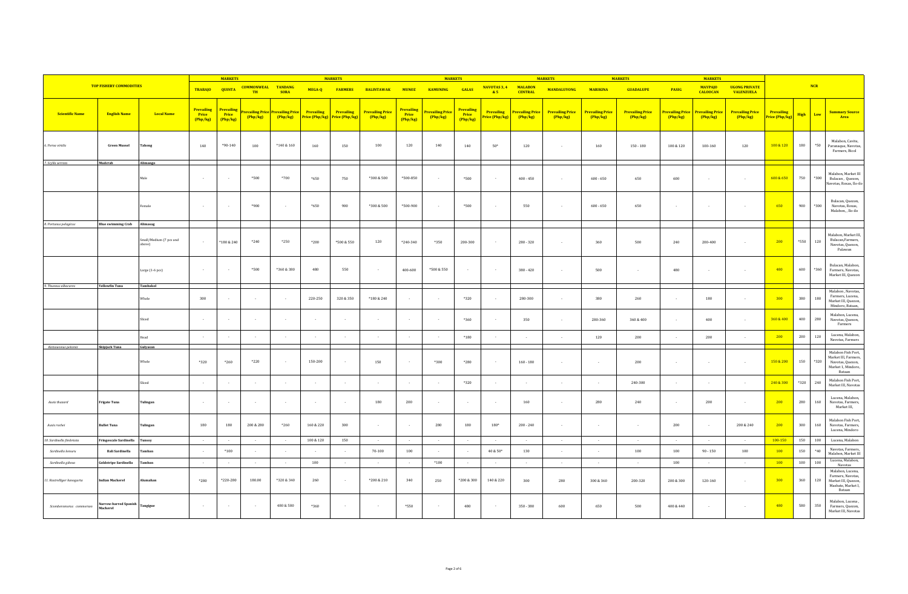| TOP FISHERY COMMODITIES | | | MARKETS | | | | MARKETS | | | | MARKETS | | | | MARKETS | | MARKETS | | | | NCR | | | |
|---|---|---|---|---|---|---|---|---|---|---|---|---|---|---|---|---|---|---|---|---|---|---|---|---|
| | | | TRABAJO | QUINTA | COMMONWEALTH | TANDANG SORA | MEGA-Q | FARMERS | BALINTAWAK | MUNOZ | KAMUNING | GALAS | NAVOTAS 3, 4 & 5 | MALABON CENTRAL | MANDALUYONG | MARIKINA | GUADALUPE | PASIG | MAYPAJO CALOOCAN | UGONG PRIVATE VALENZUELA | | | | |
| Scientific Name | English Name | Local Name | Prevailing Price (Php/kg) | Prevailing Price (Php/kg) | Prevailing Price (Php/kg) | Prevailing Price (Php/kg) | Prevailing Price (Php/kg) | Prevailing Price (Php/kg) | Prevailing Price (Php/kg) | Prevailing Price (Php/kg) | Prevailing Price (Php/kg) | Prevailing Price (Php/kg) | Prevailing Price (Php/kg) | Prevailing Price (Php/kg) | Prevailing Price (Php/kg) | Prevailing Price (Php/kg) | Prevailing Price (Php/kg) | Prevailing Price (Php/kg) | Prevailing Price (Php/kg) | Prevailing Price (Php/kg) | Prevailing Price (Php/kg) | High | Low | Summary Source Area |
| 6. Perna viridis | Green Mussel | Tahong | 140 | *90-140 | 100 | *140 & 160 | 160 | 150 | 100 | 120 | 140 | 140 | 50* | 120 | - | 160 | 150 - 180 | 100 & 120 | 100-160 | 120 | 100 & 120 | 180 | *50 | Malabon, Cavite, Paranaque, Navotas, Farmers, Bicol |
| 7. Scylla serrata | Mudcrab | Alimango | | | | | | | | | | | | | | | | | | | | | | |
| | | Male | - | - | *500 | *700 | *650 | 750 | *300 & 500 | *500-850 | - | *500 | - | 400 - 450 | - | 600 - 650 | 650 | 600 | - | - | 600 & 650 | 750 | *300 | Malabon, Market III Bulacan , Quezon, Navotas, Roxas, Ilo-ilo |
| | | Female | - | - | *900 | - | *650 | 900 | *300 & 500 | *500-900 | - | *500 | - | 550 | - | 600 - 650 | 650 | - | - | - | 650 | 900 | *300 | Bulacan, Quezon, Navotas, Roxas, Malabon, , Ilo-ilo |
| 8. Portunus pelagicus | Blue swimming Crab | Alimasag | | | | | | | | | | | | | | | | | | | | | | |
| | | Small/Medium (7 pcs and above) | - | *180 & 240 | *240 | *250 | *200 | *500 & 550 | 120 | *240-340 | *350 | 200-300 | - | 280 - 320 | - | 360 | 500 | 240 | 200-400 | - | 200 | *550 | 120 | Malabon, Market III, Bulacan,Farmers, Navotas, Quezon, Palawan |
| | | Large (1-6 pcs) | - | - | *500 | *360 & 380 | 480 | 550 | - | 400-600 | *500 & 550 | - | - | 380 - 420 | - | 500 | - | 480 | - | - | 480 | 600 | *360 | Bulacan, Malabon, Farmers, Navotas, Market III, Quezon |
| 9. Thunnus albacares | Yellowfin Tuna | Tambakol | | | | | | | | | | | | | | | | | | | | | | |
| | | Whole | 300 | - | - | - | 220-250 | 320 & 350 | *180 & 240 | - | - | *320 | - | 280-300 | - | 380 | 260 | - | 180 | - | 300 | 380 | 180 | Malabon , Navotas, Farmers, Lucena, Market III, Quezon, Mindoro, Bataan, |
| | | Sliced | - | - | - | - | - | - | - | - | - | *360 | - | 350 | - | 280-360 | 360 & 400 | - | 400 | - | 360 & 400 | 400 | 280 | Malabon, Lucena, Navotas, Quezon, Farmers |
| | | Head | - | - | - | - | - | - | - | - | - | *180 | - | - | - | 120 | 200 | - | 200 | - | 200 | 200 | 120 | Lucena, Malabon, Navotas, Farmers |
| Katsuwonus pelamis | Skipjack Tuna | Gulyasan | | | | | | | | | | | | | | | | | | | | | | |
| | | Whole | *320 | *260 | *220 | - | 150-200 | - | 150 | - | *300 | *280 | - | 160 - 180 | - | - | 200 | - | - | - | 150 & 200 | 150 | *320 | Malabon Fish Port, Market III, Farmers, Navotas, Quezon, Market I, Mindoro, Bataan |
| | | Sliced | - | - | - | - | - | - | - | - | - | *320 | - | - | - | - | 240-300 | - | - | - | 240 & 300 | *320 | 240 | Malabon Fish Port, Market III, Navotas |
| Auxis thazard | Frigate Tuna | Tulingan | - | - | - | - | - | - | 180 | 200 | - | - | - | 160 | - | 280 | 240 | - | 200 | - | 200 | 280 | 160 | Lucena, Malabon, Navotas, Farmers, Market III, |
| Auxis rochei | Bullet Tuna | Tulingan | 180 | 180 | 200 & 280 | *260 | 160 & 220 | 300 | - | - | 280 | 180 | 180* | 200 - 240 | - | - | - | 200 | - | 200 & 240 | 200 | 300 | 160 | Malabon Fish Port, Navotas, Farmers, Lucena, Mindoro |
| 10. Sardinella fimbriata | Fringescale Sardinella | Tunsoy | - | - | - | - | 100 & 120 | 150 | - | - | - | - | - | - | - | - | - | - | - | - | 100-150 | 150 | 100 | Lucena, Malabon |
| Sardinella lemuru | Bali Sardinella | Tamban | - | *100 | - | - | - | - | 70-100 | 100 | - | - | 40 & 50* | 130 | - | - | 100 | 100 | 90 - 150 | 100 | 100 | 150 | *40 | Navotas, Farmers, Malabon, Market III |
| Sardinella gibosa | Goldstripe Sardinella | Tamban | - | - | - | - | 100 | - | - | - | *100 | - | - | - | - | - | - | 100 | - | - | 100 | 100 | 100 | Lucena, Malabon, Navotas |
| 11. Rastrelliger kanagurta | Indian Mackerel | Alumahan | *280 | *220-280 | 180.00 | *320 & 340 | 260 | - | *200 & 210 | 340 | 250 | *200 & 300 | 140 & 220 | 300 | 280 | 300 & 360 | 200-320 | 200 & 300 | 120-160 | - | 300 | 360 | 120 | Malabon, Lucena, Farmers, Navotas, Market III, Quezon, Masbate, Market I, Bataan |
| Scomberomorus commerson | Narrow-barred Spanish Mackerel | Tangigue | - | - | - | 480 & 580 | *360 | - | - | *550 | - | 480 | - | 350 - 380 | 600 | 650 | 500 | 400 & 440 | - | - | 480 | 580 | 350 | Malabon, Lucena , Farmers, Quezon, Market III, Navotas |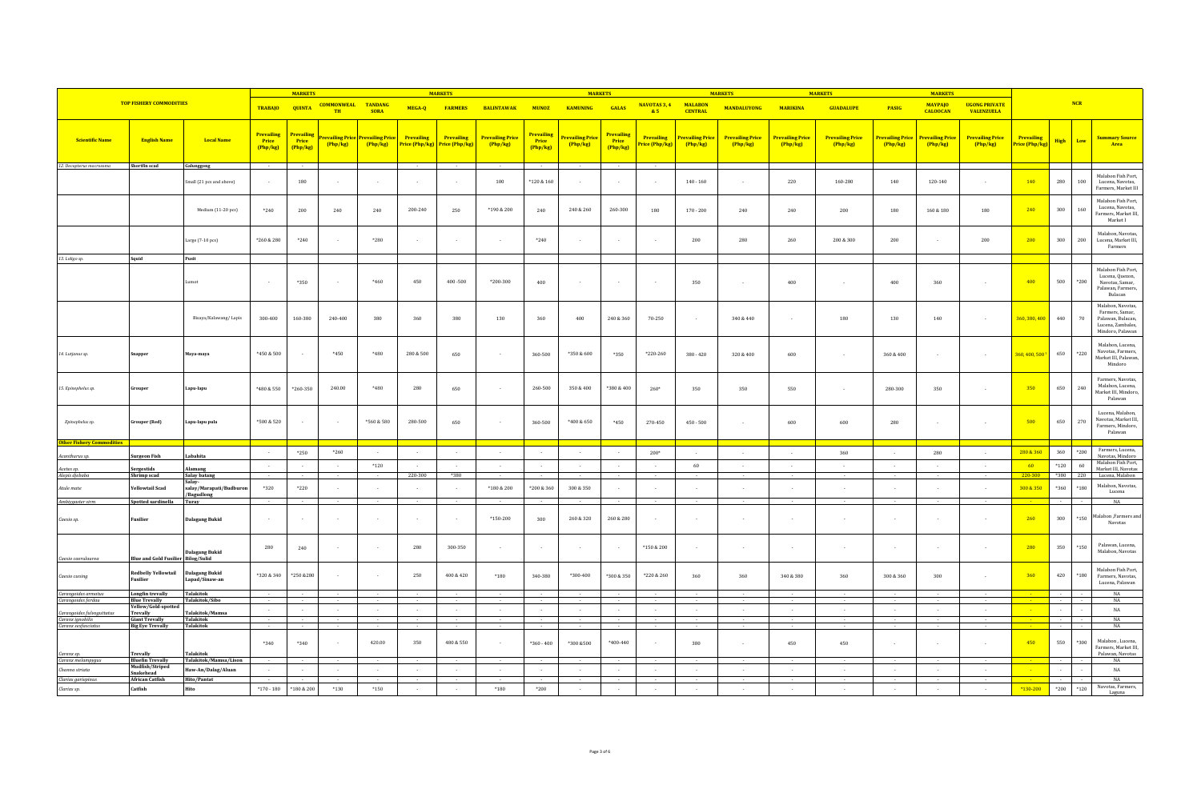| TOP FISHERY COMMODITIES | | | MARKETS | | | | MARKETS | | | MARKETS | | | | MARKETS | | MARKETS | | MARKETS | | | NCR | | | |
|---|---|---|---|---|---|---|---|---|---|---|---|---|---|---|---|---|---|---|---|---|---|---|---|---|
| | | | TRABAJO | QUINTA | COMMONWEALTH | TANDANG SORA | MEGA-Q | FARMERS | BALINTAWAK | MUNOZ | KAMUNING | GALAS | NAVOTAS 3, 4 & 5 | MALABON CENTRAL | MANDALUYONG | MARIKINA | GUADALUPE | PASIG | MAYPAJO CALOOCAN | UGONG PRIVATE VALENZUELA | | | | |
| Scientific Name | English Name | Local Name | Prevailing Price (Php/kg) | Prevailing Price (Php/kg) | Prevailing Price (Php/kg) | Prevailing Price (Php/kg) | Prevailing Price (Php/kg) | Prevailing Price (Php/kg) | Prevailing Price (Php/kg) | Prevailing Price (Php/kg) | Prevailing Price (Php/kg) | Prevailing Price (Php/kg) | Prevailing Price (Php/kg) | Prevailing Price (Php/kg) | Prevailing Price (Php/kg) | Prevailing Price (Php/kg) | Prevailing Price (Php/kg) | Prevailing Price (Php/kg) | Prevailing Price (Php/kg) | Prevailing Price (Php/kg) | Prevailing Price (Php/kg) | High | Low | Summary Source Area |
| 12. Decapterus macrosoma | Shortfin scad | Galunggong | - | - | | | - | - | - | - | - | - | - | | | | | | | | | | | |
| | | Small (21 pcs and above) | - | 180 | - | - | - | - | 100 | *120 & 160 | - | - | - | 140 - 160 | - | 220 | 160-280 | 140 | 120-140 | - | 140 | 280 | 100 | Malabon Fish Port, Lucena, Navotas, Farmers, Market III |
| | | Medium (11-20 pcs) | *240 | 200 | 240 | 240 | 200-240 | 250 | *190 & 200 | 240 | 240 & 260 | 260-300 | 180 | 170 - 200 | 240 | 240 | 200 | 180 | 160 & 180 | 180 | 240 | 300 | 160 | Malabon Fish Port, Lucena, Navotas, Farmers, Market III, Market I |
| | | Large (7-10 pcs) | *260 & 280 | *240 | - | *280 | - | - | - | *240 | - | - | - | 200 | 280 | 260 | 200 & 300 | 200 | - | 200 | 200 | 300 | 200 | Malabon, Navotas, Lucena, Market III, Farmers |
| 13. Loligo sp. | Squid | Pusit | | | | | | | | | | | | | | | | | | | | | | |
| | | Lumot | - | *350 | - | *460 | 450 | 400 -500 | *200-300 | 400 | - | - | - | 350 | - | 400 | - | 400 | 360 | - | 400 | 500 | *200 | Malabon Fish Port, Lucena, Quezon, Navotas, Samar, Palawan, Farmers, Bulacan |
| | | Bisaya/Kalawang/ Lapis | 300-400 | 160-380 | 240-400 | 380 | 360 | 380 | 130 | 360 | 400 | 240 & 360 | 70-250 | - | 340 & 440 | - | 180 | 130 | 140 | - | 360, 380, 400 | 440 | 70 | Malabon, Navotas, Farmers, Samar, Palawan, Bulacan, Lucena, Zambales, Mindoro, Palawan |
| 14. Lutjanus sp. | Snapper | Maya-maya | *450 & 500 | - | *450 | *480 | 280 & 500 | 650 | - | 360-500 | *350 & 600 | *350 | *220-260 | 380 - 420 | 320 & 400 | 600 | - | 360 & 400 | - | - | 360, 400, 500 | 650 | *220 | Malabon, Lucena, Navotas, Farmers, Market III, Palawan, Mindoro |
| 15. Epinephelus sp. | Grouper | Lapu-lapu | *480 & 550 | *260-350 | 240.00 | *480 | 280 | 650 | - | 260-500 | 350 & 400 | *380 & 400 | 260* | 350 | 350 | 550 | - | 280-300 | 350 | - | 350 | 650 | 240 | Farmers, Navotas, Malabon, Lucena, Market III, Mindoro, Palawan |
| Epinephelus sp. | Grouper (Red) | Lapu-lapu pula | *500 & 520 | - | - | *560 & 580 | 280-500 | 650 | - | 360-500 | *400 & 650 | *450 | 270-450 | 450 - 500 | - | 600 | 600 | 280 | - | - | 500 | 650 | 270 | Lucena, Malabon, Navotas, Market III, Farmers, Mindoro, Palawan |
| Other Fishery Commodities | | | | | | | | | | | | | | | | | | | | | | | | |
| Acanthurus sp. | Surgeon Fish | Labahita | - | *250 | *260 | - | - | - | - | - | - | - | 200* | - | - | - | 360 | - | 280 | - | 280 & 360 | 360 | *200 | Farmers, Lucena, Navotas, Mindoro |
| Acetes sp. | Sergestids | Alamang | - | - | - | *120 | - | - | - | - | - | - | - | 60 | - | - | - | - | - | - | 60 | *120 | 60 | Malabon Fish Port, Market III, Navotas |
| Alepes djebaba | Shrimp scad | Salay batang | - | - | - | - | 220-300 | *380 | - | - | - | - | - | - | - | - | - | - | - | - | 220-300 | *380 | 220 | Lucena, Malabon |
| Atule mate | Yellowtail Scad | Salay-salay/Marapati/Budburon/Bagudlong | *320 | *220 | - | - | - | - | *180 & 200 | *200 & 360 | 300 & 350 | - | - | - | - | - | - | - | - | - | 300 & 350 | *360 | *180 | Malabon, Navotas, Lucena |
| Amblygaster sirm | Spotted sardinella | Turay | - | - | - | - | - | - | - | - | - | - | - | - | - | - | - | - | - | - | - | - | - | NA |
| Caesio sp. | Fusilier | Dalagang Bukid | - | - | - | - | - | - | *150-200 | 300 | 260 & 320 | 260 & 280 | - | - | - | - | - | - | - | - | 260 | 300 | *150 | Malabon ,Farmers and Navotas |
| Caesio caerulaurea | Blue and Gold Fusilier | Dalagang Bukid Bilog/Sulid | 280 | 240 | - | - | 280 | 300-350 | - | - | - | - | *150 & 200 | - | - | - | - | - | - | - | 280 | 350 | *150 | Palawan, Lucena, Malabon, Navotas |
| Caesio cuning | Redbelly Yellowtail Fusilier | Dalagang Bukid Lapad/Sinaw-an | *320 & 340 | *250 &280 | - | - | 250 | 400 & 420 | *180 | 340-380 | *300-400 | *300 & 350 | *220 & 260 | 360 | 360 | 340 & 380 | 360 | 300 & 360 | 300 | - | 360 | 420 | *180 | Malabon Fish Port, Farmers, Navotas, Lucena, Palawan |
| Carangoides armatus | Longfin trevally | Talakitok | - | - | - | - | - | - | - | - | - | - | - | - | - | - | - | - | - | - | - | - | - | NA |
| Carangoides ferdau | Blue Trevally | Talakitok/Sibo | - | - | - | - | - | - | - | - | - | - | - | - | - | - | - | - | - | - | - | - | - | NA |
| Carangoides fulvoguttatus | Yellow/Gold-spotted Trevally | Talakitok/Mamsa | - | - | - | - | - | - | - | - | - | - | - | - | - | - | - | - | - | - | - | - | - | NA |
| Caranx ignobilis | Giant Trevally | Talakitok | - | - | - | - | - | - | - | - | - | - | - | - | - | - | - | - | - | - | - | - | - | NA |
| Caranx sexfasciatus | Big Eye Trevally | Talakitok | - | - | - | - | - | - | - | - | - | - | - | - | - | - | - | - | - | - | - | - | - | NA |
| Caranx sp. | Trevally | Talakitok | *340 | *340 | - | 420.00 | 350 | 480 & 550 | - | *360 - 400 | *300 &500 | *400-440 | - | 380 | - | 450 | 450 | - | - | - | 450 | 550 | *300 | Malabon , Lucena, Farmers, Market III, Palawan, Navotas |
| Caranx melampygus | Bluefin Trevally | Talakitok/Mamsa/Lison | - | - | - | - | - | - | - | - | - | - | - | - | - | - | - | - | - | - | - | - | - | NA |
| Channa striata | Mudfish/Striped Snakehead | Haw-An/Dalag/Aluan | - | - | - | - | - | - | - | - | - | - | - | - | - | - | - | - | - | - | - | - | - | NA |
| Clarias gariepinus | African Catfish | Hito/Pantat | - | - | - | - | - | - | - | - | - | - | - | - | - | - | - | - | - | - | - | - | - | NA |
| Clarias sp. | Catfish | Hito | *170 - 180 | *180 & 200 | *130 | *150 | - | - | *180 | *200 | - | - | - | - | - | - | - | - | - | - | *130-200 | *200 | *120 | Navotas, Farmers, Laguna |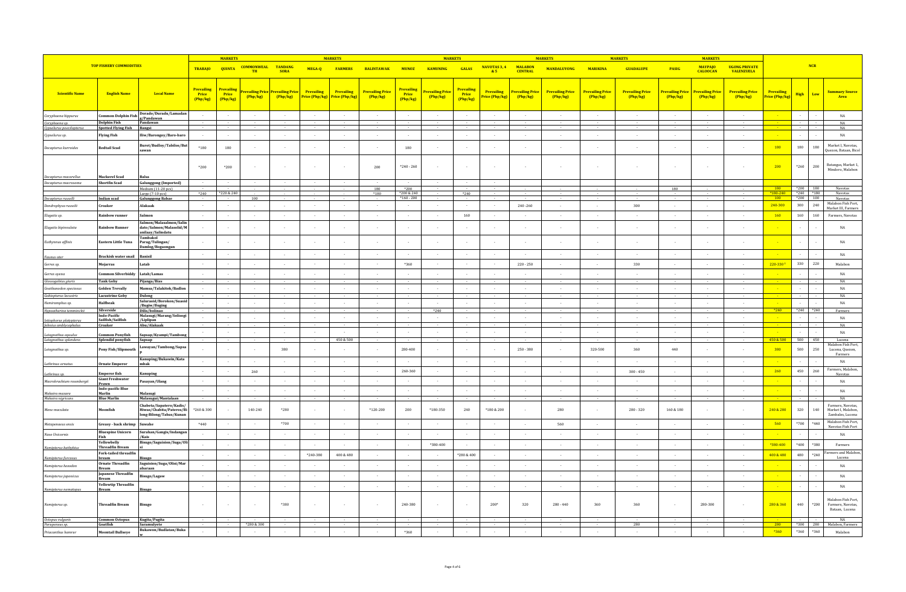| TOP FISHERY COMMODITIES | | | MARKETS | | | | | | | | | | | | | | | | | | NCR | | | |
|---|---|---|---|---|---|---|---|---|---|---|---|---|---|---|---|---|---|---|---|---|---|---|---|---|
| | | | TRABAJO | QUINTA | COMMONWEALTH | TANDANG SORA | MEGA-Q | FARMERS | BALINTAWAK | MUNOZ | KAMUNING | GALAS | NAVOTAS 3, 4 & 5 | MALABON CENTRAL | MANDALUYONG | MARIKINA | GUADALUPE | PASIG | MAYPAJO CALOOCAN | UGONG PRIVATE VALENZUELA | | | | |
| Scientific Name | English Name | Local Name | Prevailing Price (Php/kg) | Prevailing Price (Php/kg) | Prevailing Price (Php/kg) | Prevailing Price (Php/kg) | Prevailing Price (Php/kg) | Prevailing Price (Php/kg) | Prevailing Price (Php/kg) | Prevailing Price (Php/kg) | Prevailing Price (Php/kg) | Prevailing Price (Php/kg) | Prevailing Price (Php/kg) | Prevailing Price (Php/kg) | Prevailing Price (Php/kg) | Prevailing Price (Php/kg) | Prevailing Price (Php/kg) | Prevailing Price (Php/kg) | Prevailing Price (Php/kg) | Prevailing Price (Php/kg) | Prevailing Price (Php/kg) | High | Low | Summary Source Area |
| Coryphaena hippurus | Common Dolphin Fish | Dorado/Duradu/Lamadang/Pandawan | - | - | - | - | - | - | - | - | - | - | - | - | - | - | - | - | - | - | - | - | - | NA |
| Coryphaena sp. | Dolphin Fish | Pandawan | - | - | - | - | - | - | - | - | - | - | - | - | - | - | - | - | - | - | - | - | - | NA |
| Cypselurus poecilopterus | Spotted Flying Fish | Bangsi | - | - | - | - | - | - | - | - | - | - | - | - | - | - | - | - | - | - | - | - | - | NA |
| Cypselurus sp. | Flying Fish | Ilise/Barongoy/Baro-baro | - | - | - | - | - | - | - | - | - | - | - | - | - | - | - | - | - | - | - | - | - | NA |
| Decapterus kurroides | Redtail Scad | Burot/Budloy/Tabilos/Butsawan | *180 | 180 | - | - | - | - | - | 180 | - | - | - | - | - | - | - | - | - | - | 180 | 180 | 180 | Market I, Navotas, Quezon, Bataan, Bicol |
| Decapterus macarellus | Mackerel Scad | Balsa | *200 | *200 | - | - | - | - | 200 | *240 - 260 | - | - | - | - | - | - | - | - | - | - | 200 | *260 | 200 | Batangas, Market 1, Mindoro, Malabon |
| Decapterus macrosoma | Shortfin Scad | Galunggong (Imported) | - | - | - | - | - | - | - | - | - | - | - | | | | | | | | | | | |
| | | Medium (11-20 pcs) | | | - | - | - | - | 180 | *200 | - | - | - | - | - | - | - | 180 | - | - | 180 | *200 | 180 | Navotas |
| | | Large (7-10 pcs) | *240 | *220 & 240 | - | - | - | - | *180 | *200 & 240 | - | *240 | - | - | - | - | - | - | - | - | *180-240 | *240 | *180 | Navotas |
| Decapterus russelli | Indian scad | Galunggong Babae | | | 100 | - | - | - | | *160 - 200 | - | - | - | - | - | - | - | - | - | - | 100 | *200 | 100 | Navotas |
| Dendrophysa russelli | Croaker | Alakaak | - | - | - | - | - | - | - | - | - | - | - | 240 -260 | - | - | 300 | - | - | - | 240-300 | 300 | 240 | Malabon Fish Port, Market III, Farmers |
| Elagatis sp. | Rainbow runner | Salmon | - | - | - | - | - | - | - | - | - | 160 | - | - | - | - | - | - | - | - | 160 | 160 | 160 | Farmers, Navotas |
| Elagatis bipinnulata | Rainbow Runner | Salmon/Malasalmon/Salindato/Salmon/Malasolid/Manilaay/Salindatu | - | - | - | - | - | - | - | - | - | - | - | - | - | - | - | - | - | - | - | - | - | NA |
| Euthynnus affinis | Eastern Little Tuna | Tambakol Parag/Tulingan/Damlog/Bogaongan | - | - | - | - | - | - | - | - | - | - | - | - | - | - | - | - | - | - | - | - | - | NA |
| Faunus ater | Brackish water snail | Banisil | - | - | - | - | - | - | - | - | - | - | - | - | - | - | - | - | - | - | - | - | - | NA |
| Gerres sp. | Mojarras | Latab | - | - | - | - | - | - | - | *360 | - | - | - | 220 - 250 | - | - | 330 | - | - | - | 220-330 ³ | 330 | 220 | Malabon |
| Gerres oyena | Common Silverbiddy | Latab/Lamas | - | - | - | - | - | - | - | - | - | - | - | - | - | - | - | - | - | - | - | - | - | NA |
| Glossogobius giuris | Tank Goby | Pijanga/Bias | - | - | - | - | - | - | - | - | - | - | - | - | - | - | - | - | - | - | - | - | - | NA |
| Gnathanodon speciosus | Golden Trevally | Mamsa/Talakitok/Badlon | - | - | - | - | - | - | - | - | - | - | - | - | - | - | - | - | - | - | - | - | - | NA |
| Gobiopterus lacustris | Lacustrine Goby | Dulong | - | - | - | - | - | - | - | - | - | - | - | - | - | - | - | - | - | - | - | - | - | NA |
| Hemiramphus sp. | Halfbeak | Salurasid/Borokon/Suasid/Bugiw/Buging | - | - | - | - | - | - | - | - | - | - | - | - | - | - | - | - | - | - | - | - | - | NA |
| Hypoatherina temminckii | Silverside | Dilis/bolinao | - | - | - | - | - | - | - | - | *240 | - | - | - | - | - | - | - | - | - | *240 | *240 | *240 | Farmers |
| Istiophorus platypterus | Indo-Pacific Sailfish/Sailfish | Malasugi/Marang/Solisogi/Liplipan | - | - | - | - | - | - | - | - | - | - | - | - | - | - | - | - | - | - | - | - | - | NA |
| Johnius amblycephalus | Croaker | Abu/Alakaak | - | - | - | - | - | - | - | - | - | - | - | - | - | - | - | - | - | - | - | - | - | NA |
| Leiognathus equulus | Common Ponyfish | Sapsap/Kyampi/Tambong | - | - | - | - | - | - | - | - | - | - | - | - | - | - | - | - | - | - | - | - | - | NA |
| Leiognathus splendens | Splendid ponyfish | Sapsap | - | - | - | - | - | 450 & 500 | - | - | - | - | - | - | - | - | - | - | - | - | 450 & 500 | 500 | 450 | Lucena |
| Leiognathus sp. | Pony Fish/Slipmouth | Lawayan/Tambong/Sapsap | - | - | - | 380 | - | - | - | 280-400 | - | - | - | 250 - 380 | - | 320-500 | 360 | 440 | - | - | 380 | 500 | 250 | Malabon Fish Port, Lucena, Quezon, Farmers |
| Lethrinus ornatus | Ornate Emperor | Kanuping/Bukawin/Katambak | - | - | - | - | - | - | - | - | - | - | - | - | - | - | - | - | - | - | - | - | - | NA |
| Lethrinus sp. | Emperor fish | Kanuping | - | - | 260 | - | - | - | - | 260-360 | - | - | - | - | - | - | 300 - 450 | - | - | - | 260 | 450 | 260 | Farmers, Malabon, Navotas |
| Macrobrachium rosenbergii | Giant Freshwater Prawn | Pasayan/Ulang | - | - | - | - | - | - | - | - | - | - | - | - | - | - | - | - | - | - | - | - | - | NA |
| Makaira mazara | Indo-pacific Blue Marlin | Malasugi | - | - | - | - | - | - | - | - | - | - | - | - | - | - | - | - | - | - | - | - | - | NA |
| Makaira nigricans | Blue Marlin | Malasugui/Mantalaan | - | - | - | - | - | - | - | - | - | - | - | - | - | - | - | - | - | - | - | - | - | NA |
| Mene maculata | Moonfish | Chabeta/Sapatero/Kadis/Hiwas/Chabita/Pateros/Bilong-Bilong/Tabas/Kunan | *260 & 300 | - | 140-240 | *280 | - | - | *120-200 | 200 | *180-350 | 240 | *180 & 200 | - | 280 | - | 280 - 320 | 160 & 180 | - | - | 240 & 280 | 320 | 140 | Farmers, Navotas, Market I, Malabon, Zambales, Lucena |
| Metapenaeus ensis | Greasy - back shrimp | Suwahe | *440 | - | - | *700 | - | - | - | - | - | - | - | - | 560 | - | - | - | - | - | 560 | *700 | *440 | Malabon Fish Port, Navotas Fish Port |
| Naso Unicornis | Bluespine Unicorn Fish | Surahan/Gangis/Indangan/Kais | - | - | - | - | - | - | - | - | - | - | - | - | - | - | - | - | - | - | - | - | - | NA |
| Nemipterus bathybius | Yellowbelly Threadfin Bream | Bisugo/Saguision/Suga/Olisi | - | - | - | - | - | - | - | - | *380-400 | - | - | - | - | - | - | - | - | - | *380-400 | *400 | *380 | Farmers |
| Nemipterus furcosus | Fork-tailed threadfin bream | Bisugo | - | - | - | - | *240-380 | 400 & 480 | - | - | - | *280 & 400 | - | - | - | - | - | - | - | - | 400 & 480 | 480 | *240 | Farmers and Malabon, Lucena |
| Nemipterus hexodon | Ornate Threadfin Bream | Saguision/Suga/Olisi/Marabaraan | - | - | - | - | - | - | - | - | - | - | - | - | - | - | - | - | - | - | - | - | - | NA |
| Nemipterus japonicus | Japanese Threadfin Bream | Bisugo/Lagaw | - | - | - | - | - | - | - | - | - | - | - | - | - | - | - | - | - | - | - | - | - | NA |
| Nemipterus nematopus | Yellowtip Threadfin Bream | Bisugo | - | - | - | - | - | - | - | - | - | - | - | - | - | - | - | - | - | - | - | - | - | NA |
| Nemipterus sp. | Threadfin Bream | Bisugo | - | - | - | *380 | - | - | - | 240-380 | - | - | 200* | 320 | 280 - 440 | 360 | 360 | - | 280-300 | - | 280 & 360 | 440 | *200 | Malabon Fish Port, Farmers, Navotas, Bataan, Lucena |
| Octopus vulgaris | Common Octopus | Kugita/Pugita | - | - | - | - | - | - | - | - | - | - | - | - | - | - | - | - | - | - | - | - | - | NA |
| Parupeneus sp. | Goatfish | Saramulyete | - | - | *280 & 300 | - | - | - | - | - | - | - | - | - | - | - | 280 | - | - | - | 280 | *300 | 280 | Malabon, Farmers |
| Priacanthus hamrur | Moontail Bullseye | Bukawon/Budlatan/Bukaw | - | - | - | - | - | - | - | *360 | - | - | - | - | - | - | - | - | - | - | *360 | *360 | *360 | Malabon |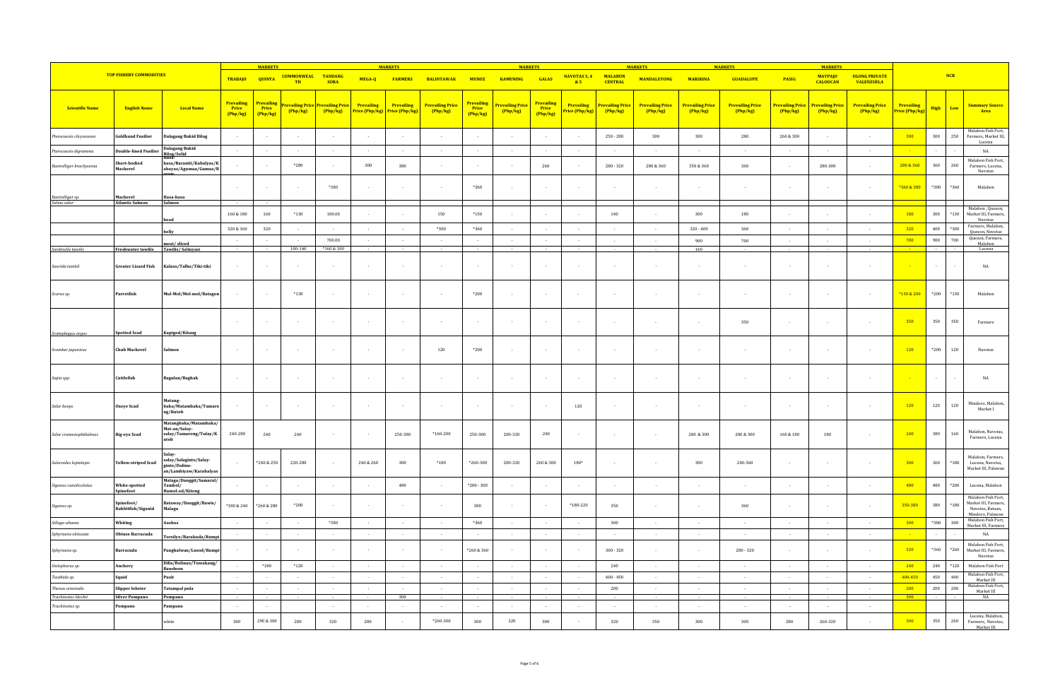| TOP FISHERY COMMODITIES | | | MARKETS | | | | | | | | | | | | | | | | | | | NCR | | | |
|---|---|---|---|---|---|---|---|---|---|---|---|---|---|---|---|---|---|---|---|---|---|---|---|---|---|
| | | | TRABAJO | QUINTA | COMMONWEALTH | TANDANG SORA | MEGA-Q | FARMERS | BALINTAWAK | MUNOZ | KAMUNING | GALAS | NAVOTAS 3, 4 & 5 | MALABON CENTRAL | MANDALUYONG | MARIKINA | GUADALUPE | PASIG | MAYPAJO CALOOCAN | UGONG PRIVATE VALENZUELA | | | | |
| Scientific Name | English Name | Local Name | Prevailing Price (Php/kg) | Prevailing Price (Php/kg) | Prevailing Price (Php/kg) | Prevailing Price (Php/kg) | Prevailing Price (Php/kg) | Prevailing Price (Php/kg) | Prevailing Price (Php/kg) | Prevailing Price (Php/kg) | Prevailing Price (Php/kg) | Prevailing Price (Php/kg) | Prevailing Price (Php/kg) | Prevailing Price (Php/kg) | Prevailing Price (Php/kg) | Prevailing Price (Php/kg) | Prevailing Price (Php/kg) | Prevailing Price (Php/kg) | Prevailing Price (Php/kg) | Prevailing Price (Php/kg) | Prevailing Price (Php/kg) | High | Low | Summary Source Area |
| *Pterocaesio chrysozona* | Goldband Fusilier | Dalagang Bukid Bilog | - | - | - | - | - | - | - | - | - | - | - | 250 - 280 | 300 | 300 | 280 | 260 & 300 | - | - | 300 | 300 | 250 | Malabon Fish Port, Farmers, Market III, Lucena |
| *Pterocaesio digramma* | Double-lined Fusilier | Dalagang Bukid Bilog/Solid | - | - | - | - | - | - | - | - | - | - | - | - | - | - | - | - | - | - | - | - | - | NA |
| *Rastrelliger brachysoma* | Short-bodied Mackerel | Hasa-hasa/Baraniti/Kabalyas/Kabayas/Agumaa/Gumaa/Bagaas | - | - | *280 | - | 300 | 380 | - | - | - | 260 | - | 280 - 320 | 280 & 360 | 350 & 360 | 360 | - | 280-300 | - | 280 & 360 | 360 | 260 | Malabon Fish Port, Farmers, Lucena, Navotas |
| *Rastrelliger sp.* | Mackerel | Hasa-hasa | - | - | - | *380 | - | - | - | *360 | - | - | - | - | - | - | - | - | - | - | *360 & 380 | *380 | *360 | Malabon |
| *Salmo salar* | Atlantic Salmon | Salmon | - | - | | | | | | | | | | | | | | | | | | | | |
| | | head | 160 & 180 | 160 | *130 | 180.00 | - | - | 150 | *150 | - | - | - | 140 | - | 300 | 180 | - | - | - | 180 | 300 | *130 | Malabon, Quezon, Market III, Farmers, Navotas |
| | | belly | 320 & 360 | 320 | - | - | - | - | *300 | *360 | - | - | - | - | - | 320 - 400 | 360 | - | - | - | 320 | 400 | *300 | Farmers, Malabon, Quezon, Navotas |
| | | meat/ sliced | - | - | - | 700.00 | - | - | - | - | - | - | - | - | - | 900 | 700 | - | - | - | 700 | 900 | 700 | Quezon, Farmers, Malabon |
| *Sardinella tawilis* | Freshwater tawilis | Tawilis/ Salinyasi | - | - | 100-140 | *160 & 180 | - | - | - | - | - | - | - | - | - | 160 | - | - | - | - | - | - | - | Lucena |
| *Saurida tumbil* | Greater Lizard Fish | Kalaso/Talho/Tiki-tiki | - | - | - | - | - | - | - | - | - | - | - | - | - | - | - | - | - | - | - | - | - | NA |
| *Scarus sp.* | Parrotfish | Mul-Mol/Mol-mol/Batagon | - | - | *130 | - | - | - | - | *200 | - | - | - | - | - | - | - | - | - | - | *130 & 200 | *200 | *130 | Malabon |
| *Scatophagus argus* | Spotted Scad | Kapiged/Kitang | - | - | - | - | - | - | - | - | - | - | - | - | - | - | 350 | - | - | - | 350 | 350 | 350 | Farmers |
| *Scomber japonicus* | Chub Mackerel | Salmon | - | - | - | - | - | - | 120 | *200 | - | - | - | - | - | - | - | - | - | - | 120 | *200 | 120 | Navotas |
| *Sepia spp.* | Cuttlefish | Bagulan/Baghak | - | - | - | - | - | - | - | - | - | - | - | - | - | - | - | - | - | - | - | - | - | NA |
| *Selar boops* | Oxeye Scad | Matang-baka/Matambaka/Tamarong/Kutob | - | - | - | - | - | - | - | - | - | - | 120 | - | - | - | - | - | - | - | 120 | 120 | 120 | Mindoro, Malabon, Market I |
| *Selar crumenophthalmus* | Big-eye Scad | Matangbaka/Matambaka/Mat-an/Salay-salay/Tamarong/Tulay/Kutob | 240-280 | 240 | 240 | - | - | 250-380 | *160-200 | 250-300 | 200-320 | 240 | - | - | - | 280 & 300 | 280 & 300 | 160 & 180 | 180 | - | 240 | 380 | 160 | Malabon, Navotas, Farmers, Lucena |
| *Selaroides leptolepis* | Yellow-striped Scad | Salay-salay/Salaginto/Salay-ginto/Dalinu-an/Lambiyaw/Karabalyas | - | *240 & 250 | 220-280 | - | 240 & 260 | 300 | *180 | *260-300 | 200-320 | 260 & 300 | 180* | - | - | 300 | 240-360 | - | - | - | 300 | 360 | *180 | Malabon, Farmers, Lucena, Navotas, Market III, Palawan |
| *Siganus canaliculatus* | White-spotted Spinefoot | Malaga/Danggit/Samaral/Tambol/Hamol-od/Kitong | - | - | - | - | - | 480 | - | *200 - 300 | - | - | - | - | - | - | - | - | - | - | 480 | 480 | *200 | Lucena, Malabon |
| *Siganus sp.* | Spinefoot/Rabbitfish/Siganid | Bataway/Danggit/Bawis/Malaga | *180 & 240 | *260 & 280 | *200 | - | - | - | - | 380 | - | - | *180-220 | 350 | - | - | 360 | - | - | - | 350-380 | 380 | *180 | Malabon Fish Port, Market III, Farmers, Navotas, Bataan, Mindoro, Palawan |
| *Sillago sihama* | Whiting | Asohos | - | - | - | *380 | - | - | - | *360 | - | - | - | 300 | - | - | - | - | - | - | 300 | *380 | 300 | Malabon Fish Port, Market III, Farmers |
| *Sphyraena obtusata* | Obtuse Barracuda | Torsilyo/Barakuda/Rumpi | - | - | - | - | - | - | - | - | - | - | - | - | - | - | - | - | - | - | - | - | - | NA |
| *Sphyraena sp.* | Barracuda | Panghalwan/Lusod/Rumpi | - | - | - | - | - | - | - | *260 & 360 | - | - | - | 300 - 320 | - | - | 280 - 320 | - | - | - | 320 | *360 | *260 | Malabon Fish Port, Market III, Farmers, Navotas |
| *Stolephorus sp.* | Anchovy | Dilis/Bolinao/Tuwakang/Bawdnon | - | *180 | *120 | - | - | - | - | - | - | - | - | 240 | - | - | - | - | - | - | 240 | 240 | *120 | Malabon Fish Port |
| *Teuthida sp.* | Squid | Pusit | - | - | - | - | - | - | - | - | - | - | - | 400 - 450 | - | - | - | - | - | - | 400-450 | 450 | 400 | Malabon Fish Port, Market III |
| *Thenus orientalis* | Slipper lobster | Tatampal pula | - | - | - | - | - | - | - | - | - | - | - | 200 | - | - | - | - | - | - | 200 | 200 | 200 | Malabon Fish Port, Market III |
| *Trachinotus blochii* | Silver Pompano | Pompano | - | - | - | - | - | 300 | - | - | - | - | - | - | - | - | - | - | - | - | 300 | - | - | NA |
| *Trachinotus sp.* | Pompano | Pampano | - | - | | - | - | - | - | - | - | - | - | - | - | - | - | - | - | - | | | | |
| | | white | 300 | 290 & 300 | 280 | 320 | 280 | - | *260-300 | 300 | 320 | 300 | - | 320 | 350 | 300 | 300 | 280 | 260-320 | - | 300 | 350 | 260 | Lucena, Malabon, Farmers, Navotas, Market III |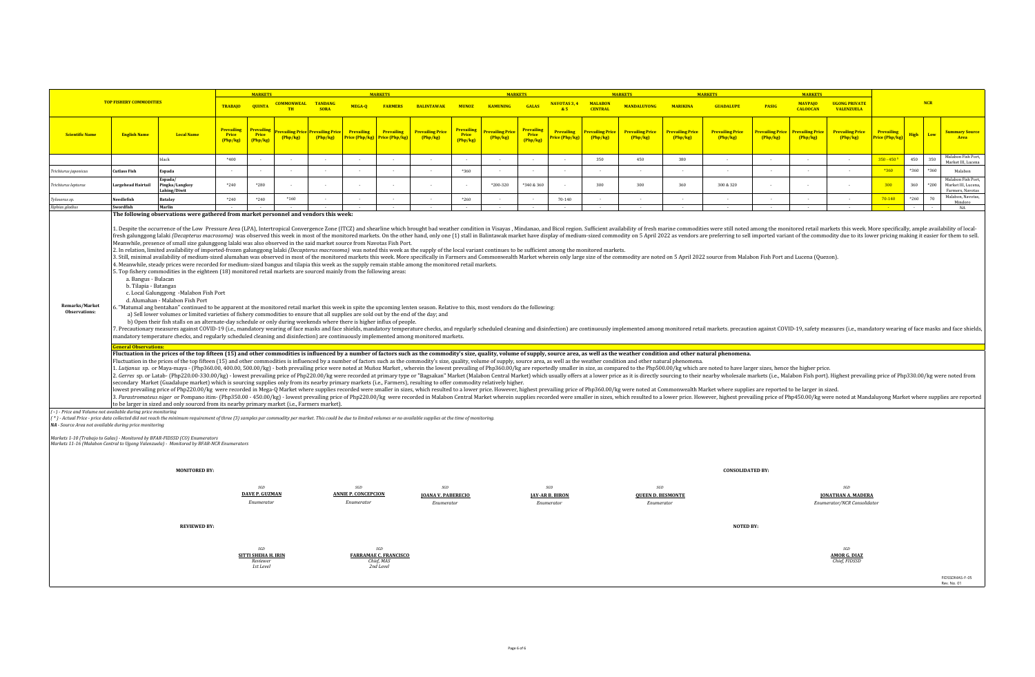| TOP FISHERY COMMODITIES | | | MARKETS | | | | | MARKETS | | | MARKETS | | | | MARKETS | | MARKETS | | | MARKETS | | NCR | | | |
|---|---|---|---|---|---|---|---|---|---|---|---|---|---|---|---|---|---|---|---|---|---|---|---|---|---|
| | | | TRABAJO | QUINTA | COMMONWEALTH | TANDANG SORA | MEGA-Q | FARMERS | BALINTAWAK | MUNOZ | KAMUNING | GALAS | NAVOTAS 3, 4 & 5 | MALABON CENTRAL | MANDALUYONG | MARIKINA | GUADALUPE | PASIG | MAYPAJO CALOOCAN | UGONG PRIVATE VALENZUELA | | | | |
| Scientific Name | English Name | Local Name | Prevailing Price (Php/kg) | Prevailing Price (Php/kg) | Prevailing Price (Php/kg) | Prevailing Price (Php/kg) | Prevailing Price (Php/kg) | Prevailing Price (Php/kg) | Prevailing Price (Php/kg) | Prevailing Price (Php/kg) | Prevailing Price (Php/kg) | Prevailing Price (Php/kg) | Prevailing Price (Php/kg) | Prevailing Price (Php/kg) | Prevailing Price (Php/kg) | Prevailing Price (Php/kg) | Prevailing Price (Php/kg) | Prevailing Price (Php/kg) | Prevailing Price (Php/kg) | Prevailing Price (Php/kg) | Prevailing Price (Php/kg) | High | Low | Summary Source Area |
| | | black | *400 | - | - | - | - | - | - | - | - | - | - | 350 | 450 | 380 | - | - | - | - | 350 - 450 * | 450 | 350 | Malabon Fish Port, Market III, Lucena |
| *Trichiurus japonicus* | Cutlass Fish | Espada | - | - | - | - | - | - | - | *360 | - | - | - | - | - | - | - | - | - | - | *360 | *360 | *360 | Malabon |
| *Trichiurus lepturus* | Largehead Hairtail | Espada/ Pingka/Langkoy Lahing/Diwit | *240 | *280 | - | - | - | - | - | - | *200-320 | *340 & 360 | - | 300 | 300 | 360 | 300 & 320 | - | - | - | 300 | 360 | *200 | Malabon Fish Port, Market III, Lucena, Farmers, Navotas |
| *Tylosurus sp.* | Needlefish | Batalay | *240 | *240 | *160 | - | - | - | - | *260 | - | - | 70-140 | - | - | - | - | - | - | - | 70-140 | *260 | 70 | Malabon, Navotas, Mindoro |
| *Xiphias gladius* | Swordfish | Marlin | - | - | - | - | - | - | - | - | - | - | - | - | - | - | - | - | - | - | - | - | - | NA |

**Remarks/Market Observations:**

**The following observations were gathered from market personnel and vendors this week:**

1. Despite the occurrence of the Low Pressure Area (LPA), Intertropical Convergence Zone (ITCZ) and shearline which brought bad weather condition in Visayas , Mindanao, and Bicol region. Sufficient availability of fresh marine commodities were still noted among the monitored retail markets this week. More specifically, ample availability of local-fresh galunggong lalaki *(Decapterus macrosoma)* was observed this week in most of the monitored markets. On the other hand, only one (1) stall in Balintawak market have display of medium-sized commodity on 5 April 2022 as vendors are preferring to sell imported variant of the commodity due to its lower pricing making it easier for them to sell. Meanwhile, presence of small size galunggong lalaki was also observed in the said market source from Navotas Fish Port.
2. In relation, limited availability of imported-frozen galunggong lalaki *(Decapterus macrosoma)* was noted this week as the supply of the local variant continues to be sufficient among the monitored markets.
3. Still, minimal availability of medium-sized alumahan was observed in most of the monitored markets this week. More specifically in Farmers and Commonwealth Market wherein only large size of the commodity are noted on 5 April 2022 source from Malabon Fish Port and Lucena (Quezon).
4. Meanwhile, steady prices were recorded for medium-sized bangus and tilapia this week as the supply remain stable among the monitored retail markets.
5. Top fishery commodities in the eighteen (18) monitored retail markets are sourced mainly from the following areas:
   a. Bangus - Bulacan
   b. Tilapia - Batangas
   c. Local Galunggong -Malabon Fish Port
   d. Alumahan - Malabon Fish Port
6. "Matumal ang bentahan" continued to be apparent at the monitored retail market this week in spite the upcoming lenten season. Relative to this, most vendors do the following:
   a) Sell lower volumes or limited varieties of fishery commodities to ensure that all supplies are sold out by the end of the day; and
   b) Open their fish stalls on an alternate-day schedule or only during weekends where there is higher influx of people.
7. Precautionary measures against COVID-19 (i.e., mandatory wearing of face masks and face shields, mandatory temperature checks, and regularly scheduled cleaning and disinfection) are continuously implemented among monitored retail markets. precaution against COVID-19, safety measures (i.e., mandatory wearing of face masks and face shields, mandatory temperature checks, and regularly scheduled cleaning and disinfection) are continuously implemented among monitored markets.

**General Observations:**

**Fluctuation in the prices of the top fifteen (15) and other commodities is influenced by a number of factors such as the commodity's size, quality, volume of supply, source area, as well as the weather condition and other natural phenomena.**

Fluctuation in the prices of the top fifteen (15) and other commodities is influenced by a number of factors such as the commodity's size, quality, volume of supply, source area, as well as the weather condition and other natural phenomena.

1. *Lutjanus* sp. or Maya-maya - (Php360.00, 400.00, 500.00/kg) - both prevailing price were noted at Muñoz Market , wherein the lowest prevailing of Php360.00/kg are reportedly smaller in size, as compared to the Php500.00/kg which are noted to have larger sizes, hence the higher price.
2. *Gerres* sp. or Latab- (Php220.00-330.00/kg) - lowest prevailing price of Php220.00/kg were recorded at primary type or "Bagsakan" Market (Malabon Central Market) which usually offers at a lower price as it is directly sourcing to their nearby wholesale markets (i.e., Malabon Fish port). Highest prevailing price of Php330.00/kg were noted from secondary Market (Guadalupe market) which is sourcing supplies only from its nearby primary markets (i.e., Farmers), resulting to offer commodity relatively higher.
lowest prevailing price of Php220.00/kg were recorded in Mega-Q Market where supplies recorded were smaller in sizes, which resulted to a lower price. However, highest prevailing price of Php360.00/kg were noted at Commonwealth Market where supplies are reported to be larger in sized.
3. *Parastromateus niger* or Pompano itim- (Php350.00 - 450.00/kg) - lowest prevailing price of Php220.00/kg were recorded in Malabon Central Market wherein supplies recorded were smaller in sizes, which resulted to a lower price. However, highest prevailing price of Php450.00/kg were noted at Mandaluyong Market where supplies are reported to be larger in sized and only sourced from its nearby primary market (i.e., Farmers market).

*( - ) - Price and Volume not available during price monitoring*
*( \* ) - Actual Price - price data collected did not reach the minimum requirement of three (3) samples per commodity per market. This could be due to limited volumes or no available supplies at the time of monitoring.*
*NA - Source Area not available during price monitoring*

*Markets 1-10 (Trabajo to Galas) - Monitored by BFAR-FIDSSD (CO) Enumerators*
*Markets 11-16 (Malabon Central to Ugong Valenzuela) - Monitored by BFAR-NCR Enumerators*

**MONITORED BY:**

SGD
**DAVE P. GUZMAN**
Enumerator

SGD
**ANNIE P. CONCEPCION**
Enumerator

SGD
**JOANA V. PABERECIO**
Enumerator

SGD
**JAY-AR B. BIRON**
Enumerator

SGD
**QUEEN D. BESMONTE**
Enumerator

**CONSOLIDATED BY:**

SGD
**JONATHAN A. MADERA**
Enumerator/NCR Consolidator

**REVIEWED BY:**

SGD
**SITTI SHEHA H. IRIN**
Reviewer
1st Level

SGD
**FARRAMAE C. FRANCISCO**
Chief, MAS
2nd Level

**NOTED BY:**

SGD
**AMOR G. DIAZ**
Chief, FIDSSD

FIDSSDMAS-F-05
Rev. No. 01